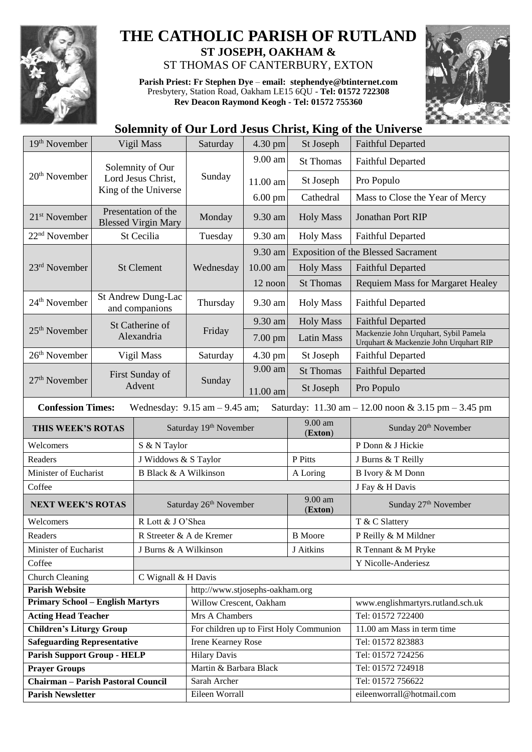# THE CATHOLIC PARISH OF RUTLAND

**ST JOSEPH, OAKHAM &**
ST THOMAS OF CANTERBURY, EXTON

**Parish Priest: Fr Stephen Dye** – **email: stephendye@btinternet.com**
Presbytery, Station Road, Oakham LE15 6QU - **Tel: 01572 722308**
**Rev Deacon Raymond Keogh - Tel: 01572 755360**

## Solemnity of Our Lord Jesus Christ, King of the Universe

| Date | Feast | Day | Time | Location | Intention |
|---|---|---|---|---|---|
| 19th November | Vigil Mass | Saturday | 4.30 pm | St Joseph | Faithful Departed |
| 20th November | Solemnity of Our Lord Jesus Christ, King of the Universe | Sunday | 9.00 am | St Thomas | Faithful Departed |
| | | | 11.00 am | St Joseph | Pro Populo |
| | | | 6.00 pm | Cathedral | Mass to Close the Year of Mercy |
| 21st November | Presentation of the Blessed Virgin Mary | Monday | 9.30 am | Holy Mass | Jonathan Port RIP |
| 22nd November | St Cecilia | Tuesday | 9.30 am | Holy Mass | Faithful Departed |
| 23rd November | St Clement | Wednesday | 9.30 am | Exposition of the Blessed Sacrament | |
| | | | 10.00 am | Holy Mass | Faithful Departed |
| | | | 12 noon | St Thomas | Requiem Mass for Margaret Healey |
| 24th November | St Andrew Dung-Lac and companions | Thursday | 9.30 am | Holy Mass | Faithful Departed |
| 25th November | St Catherine of Alexandria | Friday | 9.30 am | Holy Mass | Faithful Departed |
| | | | 7.00 pm | Latin Mass | Mackenzie John Urquhart, Sybil Pamela Urquhart & Mackenzie John Urquhart RIP |
| 26th November | Vigil Mass | Saturday | 4.30 pm | St Joseph | Faithful Departed |
| 27th November | First Sunday of Advent | Sunday | 9.00 am | St Thomas | Faithful Departed |
| | | | 11.00 am | St Joseph | Pro Populo |

**Confession Times:** Wednesday: 9.15 am – 9.45 am; Saturday: 11.30 am – 12.00 noon & 3.15 pm – 3.45 pm

| THIS WEEK'S ROTAS | Saturday 19th November | 9.00 am (Exton) | Sunday 20th November |
|---|---|---|---|
| Welcomers | S & N Taylor | | P Donn & J Hickie |
| Readers | J Widdows & S Taylor | P Pitts | J Burns & T Reilly |
| Minister of Eucharist | B Black & A Wilkinson | A Loring | B Ivory & M Donn |
| Coffee | | | J Fay & H Davis |
| **NEXT WEEK'S ROTAS** | **Saturday 26th November** | **9.00 am (Exton)** | **Sunday 27th November** |
| Welcomers | R Lott & J O'Shea | | T & C Slattery |
| Readers | R Streeter & A de Kremer | B Moore | P Reilly & M Mildner |
| Minister of Eucharist | J Burns & A Wilkinson | J Aitkins | R Tennant & M Pryke |
| Coffee | | | Y Nicolle-Anderiesz |
| Church Cleaning | C Wignall & H Davis | | |

| | | |
|---|---|---|
| **Parish Website** | http://www.stjosephs-oakham.org | |
| **Primary School – English Martyrs** | Willow Crescent, Oakham | www.englishmartyrs.rutland.sch.uk |
| **Acting Head Teacher** | Mrs A Chambers | Tel: 01572 722400 |
| **Children's Liturgy Group** | For children up to First Holy Communion | 11.00 am Mass in term time |
| **Safeguarding Representative** | Irene Kearney Rose | Tel: 01572 823883 |
| **Parish Support Group - HELP** | Hilary Davis | Tel: 01572 724256 |
| **Prayer Groups** | Martin & Barbara Black | Tel: 01572 724918 |
| **Chairman – Parish Pastoral Council** | Sarah Archer | Tel: 01572 756622 |
| **Parish Newsletter** | Eileen Worrall | eileenworrall@hotmail.com |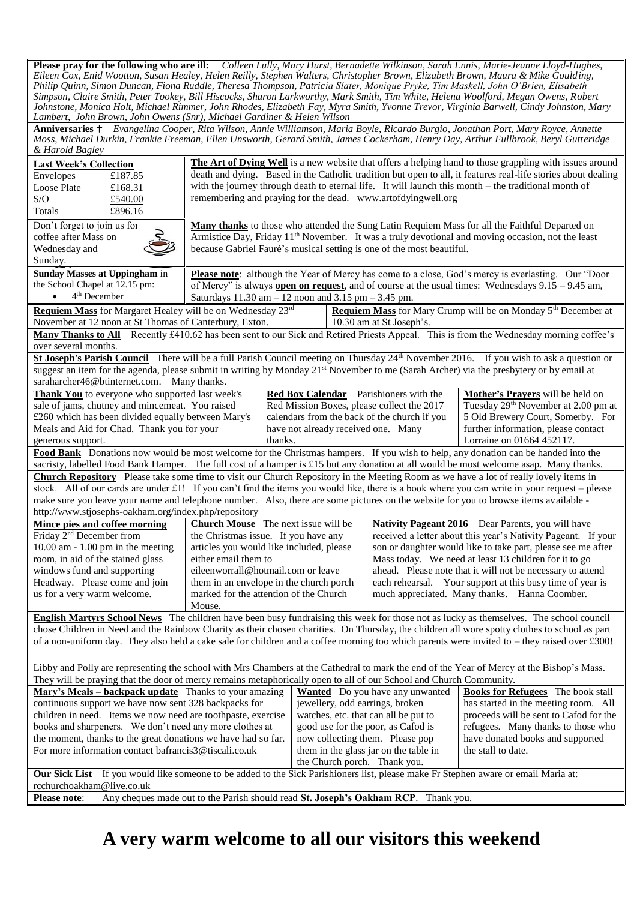**Please pray for the following who are ill:** *Colleen Lully, Mary Hurst, Bernadette Wilkinson, Sarah Ennis, Marie-Jeanne Lloyd-Hughes, Eileen Cox, Enid Wootton, Susan Healey, Helen Reilly, Stephen Walters, Christopher Brown, Elizabeth Brown, Maura & Mike Goulding, Philip Quinn, Simon Duncan, Fiona Ruddle, Theresa Thompson, Patricia Slater, Monique Pryke, Tim Maskell, John O'Brien, Elisabeth Simpson, Claire Smith, Peter Tookey, Bill Hiscocks, Sharon Larkworthy, Mark Smith, Tim White, Helena Woolford, Megan Owens, Robert Johnstone, Monica Holt, Michael Rimmer, John Rhodes, Elizabeth Fay, Myra Smith, Yvonne Trevor, Virginia Barwell, Cindy Johnston, Mary Lambert, John Brown, John Owens (Snr), Michael Gardiner & Helen Wilson*

**Anniversaries ✝** *Evangelina Cooper, Rita Wilson, Annie Williamson, Maria Boyle, Ricardo Burgio, Jonathan Port, Mary Royce, Annette Moss, Michael Durkin, Frankie Freeman, Ellen Unsworth, Gerard Smith, James Cockerham, Henry Day, Arthur Fullbrook, Beryl Gutteridge & Harold Bagley*

**Last Week's Collection**

| | |
|---|---|
| Envelopes | £187.85 |
| Loose Plate | £168.31 |
| S/O | £540.00 |
| Totals | £896.16 |

**The Art of Dying Well** is a new website that offers a helping hand to those grappling with issues around death and dying. Based in the Catholic tradition but open to all, it features real-life stories about dealing with the journey through death to eternal life. It will launch this month – the traditional month of remembering and praying for the dead. www.artofdyingwell.org

Don't forget to join us for coffee after Mass on Wednesday and Sunday.

**Many thanks** to those who attended the Sung Latin Requiem Mass for all the Faithful Departed on Armistice Day, Friday 11th November. It was a truly devotional and moving occasion, not the least because Gabriel Fauré's musical setting is one of the most beautiful.

**Sunday Masses at Uppingham** in the School Chapel at 12.15 pm:
- 4th December

**Please note**: although the Year of Mercy has come to a close, God's mercy is everlasting. Our "Door of Mercy" is always **open on request**, and of course at the usual times: Wednesdays 9.15 – 9.45 am, Saturdays 11.30 am – 12 noon and 3.15 pm – 3.45 pm.

**Requiem Mass** for Margaret Healey will be on Wednesday 23rd November at 12 noon at St Thomas of Canterbury, Exton.

**Requiem Mass** for Mary Crump will be on Monday 5th December at 10.30 am at St Joseph's.

**Many Thanks to All** Recently £410.62 has been sent to our Sick and Retired Priests Appeal. This is from the Wednesday morning coffee's over several months.

**St Joseph's Parish Council** There will be a full Parish Council meeting on Thursday 24th November 2016. If you wish to ask a question or suggest an item for the agenda, please submit in writing by Monday 21st November to me (Sarah Archer) via the presbytery or by email at sarahArcher46@btinternet.com. Many thanks.

**Thank You** to everyone who supported last week's sale of jams, chutney and mincemeat. You raised £260 which has been divided equally between Mary's Meals and Aid for Chad. Thank you for your generous support.

**Red Box Calendar** Parishioners with the Red Mission Boxes, please collect the 2017 calendars from the back of the church if you have not already received one. Many thanks.

**Mother's Prayers** will be held on Tuesday 29th November at 2.00 pm at 5 Old Brewery Court, Somerby. For further information, please contact Lorraine on 01664 452117.

**Food Bank** Donations now would be most welcome for the Christmas hampers. If you wish to help, any donation can be handed into the sacristy, labelled Food Bank Hamper. The full cost of a hamper is £15 but any donation at all would be most welcome asap. Many thanks.

**Church Repository** Please take some time to visit our Church Repository in the Meeting Room as we have a lot of really lovely items in stock. All of our cards are under £1! If you can't find the items you would like, there is a book where you can write in your request – please make sure you leave your name and telephone number. Also, there are some pictures on the website for you to browse items available - http://www.stjosephs-oakham.org/index.php/repository

**Mince pies and coffee morning** Friday 2nd December from 10.00 am - 1.00 pm in the meeting room, in aid of the stained glass windows fund and supporting Headway. Please come and join us for a very warm welcome.

**Church Mouse** The next issue will be the Christmas issue. If you have any articles you would like included, please either email them to eileenworrall@hotmail.com or leave them in an envelope in the church porch marked for the attention of the Church Mouse.

**Nativity Pageant 2016** Dear Parents, you will have received a letter about this year's Nativity Pageant. If your son or daughter would like to take part, please see me after Mass today. We need at least 13 children for it to go ahead. Please note that it will not be necessary to attend each rehearsal. Your support at this busy time of year is much appreciated. Many thanks. Hanna Coomber.

**English Martyrs School News** The children have been busy fundraising this week for those not as lucky as themselves. The school council chose Children in Need and the Rainbow Charity as their chosen charities. On Thursday, the children all wore spotty clothes to school as part of a non-uniform day. They also held a cake sale for children and a coffee morning too which parents were invited to – they raised over £300!

Libby and Polly are representing the school with Mrs Chambers at the Cathedral to mark the end of the Year of Mercy at the Bishop's Mass. They will be praying that the door of mercy remains metaphorically open to all of our School and Church Community.

**Mary's Meals – backpack update** Thanks to your amazing continuous support we have now sent 328 backpacks for children in need. Items we now need are toothpaste, exercise books and sharpeners. We don't need any more clothes at the moment, thanks to the great donations we have had so far. For more information contact bafrancis3@tiscali.co.uk

**Wanted** Do you have any unwanted jewellery, odd earrings, broken watches, etc. that can all be put to good use for the poor, as Cafod is now collecting them. Please pop them in the glass jar on the table in the Church porch. Thank you.

**Books for Refugees** The book stall has started in the meeting room. All proceeds will be sent to Cafod for the refugees. Many thanks to those who have donated books and supported the stall to date.

**Our Sick List** If you would like someone to be added to the Sick Parishioners list, please make Fr Stephen aware or email Maria at: rcchurchoakham@live.co.uk

**Please note**: Any cheques made out to the Parish should read **St. Joseph's Oakham RCP**. Thank you.

# A very warm welcome to all our visitors this weekend